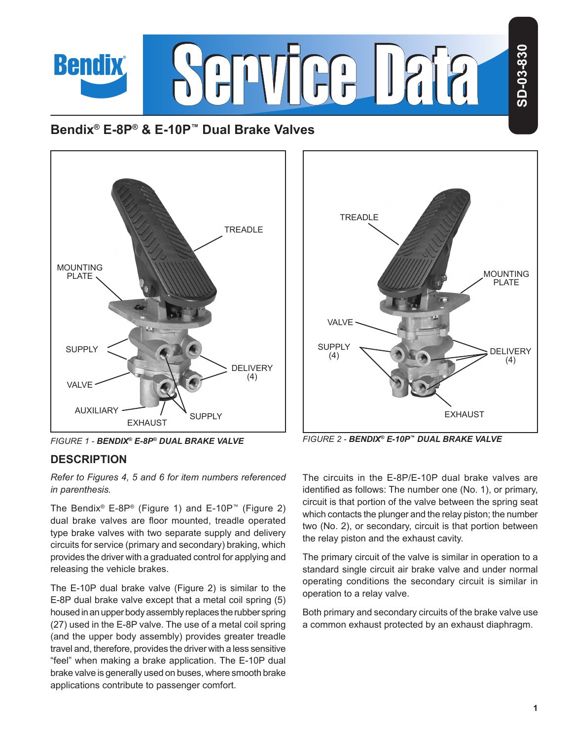# Bendix® E-8P® & E-10P™ Dual Brake Valves

*FIGURE 1 - **BENDIX® E-8P® DUAL BRAKE VALVE***

*FIGURE 2 - **BENDIX® E-10P™ DUAL BRAKE VALVE***

## DESCRIPTION

*Refer to Figures 4, 5 and 6 for item numbers referenced in parenthesis.*

The Bendix® E-8P® (Figure 1) and E-10P™ (Figure 2) dual brake valves are floor mounted, treadle operated type brake valves with two separate supply and delivery circuits for service (primary and secondary) braking, which provides the driver with a graduated control for applying and releasing the vehicle brakes.

The E-10P dual brake valve (Figure 2) is similar to the E-8P dual brake valve except that a metal coil spring (5) housed in an upper body assembly replaces the rubber spring (27) used in the E-8P valve. The use of a metal coil spring (and the upper body assembly) provides greater treadle travel and, therefore, provides the driver with a less sensitive "feel" when making a brake application. The E-10P dual brake valve is generally used on buses, where smooth brake applications contribute to passenger comfort.

The circuits in the E-8P/E-10P dual brake valves are identified as follows: The number one (No. 1), or primary, circuit is that portion of the valve between the spring seat which contacts the plunger and the relay piston; the number two (No. 2), or secondary, circuit is that portion between the relay piston and the exhaust cavity.

The primary circuit of the valve is similar in operation to a standard single circuit air brake valve and under normal operating conditions the secondary circuit is similar in operation to a relay valve.

Both primary and secondary circuits of the brake valve use a common exhaust protected by an exhaust diaphragm.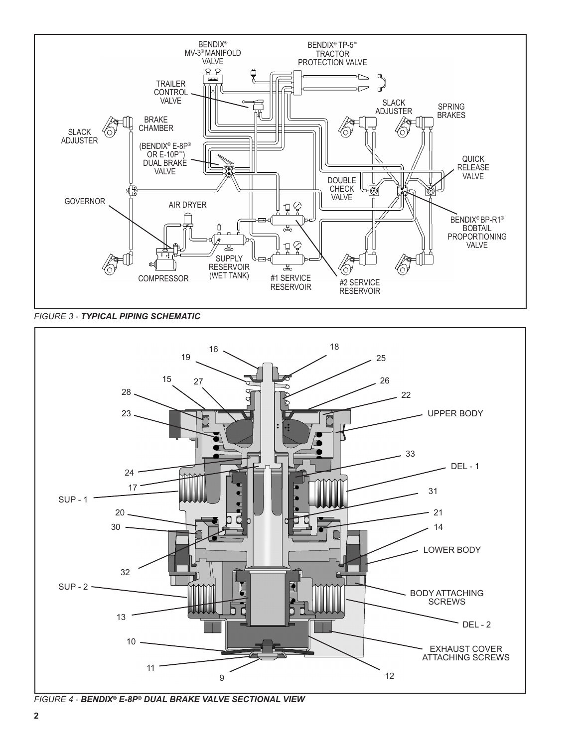FIGURE 3 - **TYPICAL PIPING SCHEMATIC**

FIGURE 4 - **BENDIX® E-8P® DUAL BRAKE VALVE SECTIONAL VIEW**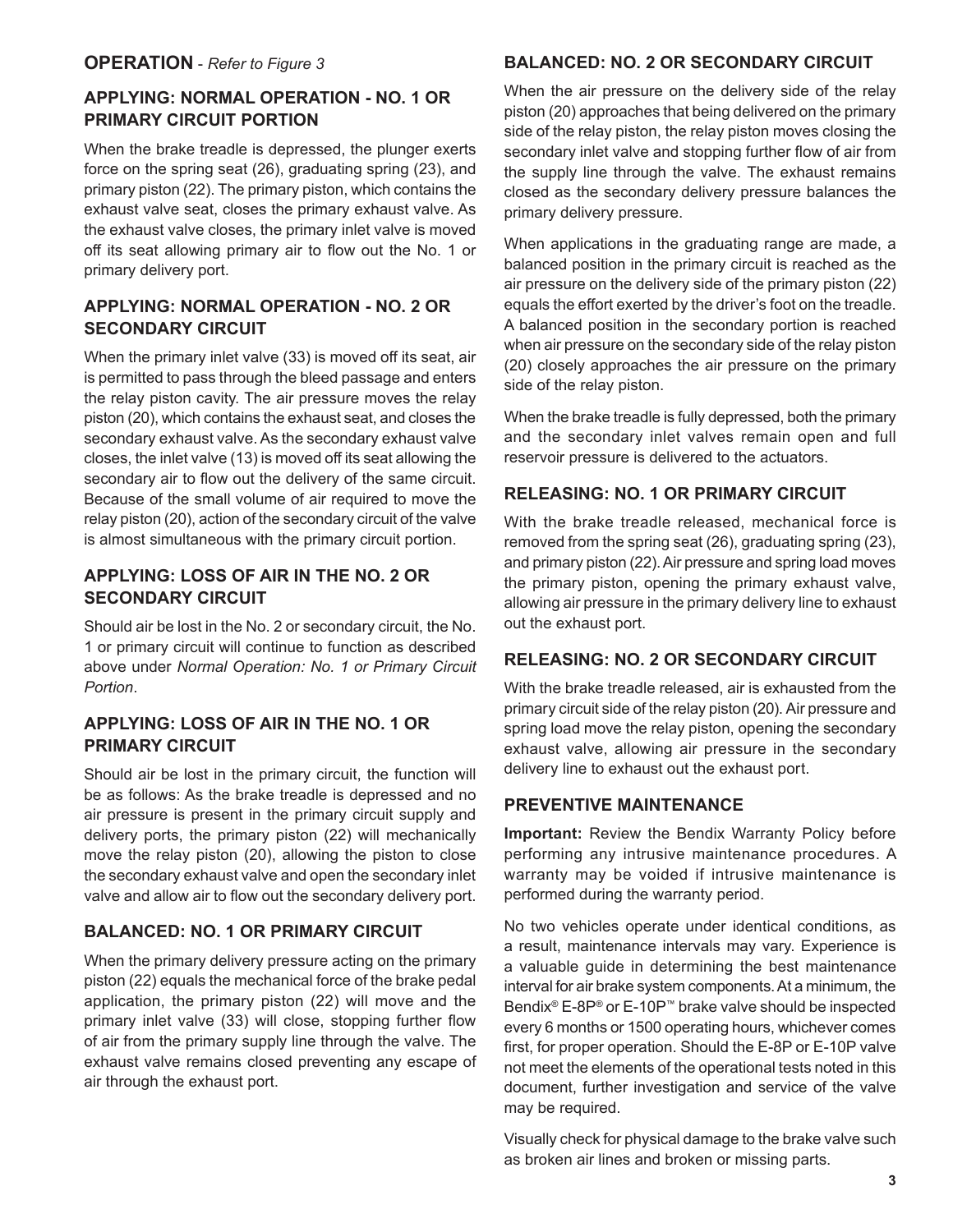## OPERATION - *Refer to Figure 3*

### APPLYING: NORMAL OPERATION - NO. 1 OR PRIMARY CIRCUIT PORTION

When the brake treadle is depressed, the plunger exerts force on the spring seat (26), graduating spring (23), and primary piston (22). The primary piston, which contains the exhaust valve seat, closes the primary exhaust valve. As the exhaust valve closes, the primary inlet valve is moved off its seat allowing primary air to flow out the No. 1 or primary delivery port.

### APPLYING: NORMAL OPERATION - NO. 2 OR SECONDARY CIRCUIT

When the primary inlet valve (33) is moved off its seat, air is permitted to pass through the bleed passage and enters the relay piston cavity. The air pressure moves the relay piston (20), which contains the exhaust seat, and closes the secondary exhaust valve. As the secondary exhaust valve closes, the inlet valve (13) is moved off its seat allowing the secondary air to flow out the delivery of the same circuit. Because of the small volume of air required to move the relay piston (20), action of the secondary circuit of the valve is almost simultaneous with the primary circuit portion.

### APPLYING: LOSS OF AIR IN THE NO. 2 OR SECONDARY CIRCUIT

Should air be lost in the No. 2 or secondary circuit, the No. 1 or primary circuit will continue to function as described above under *Normal Operation: No. 1 or Primary Circuit Portion*.

### APPLYING: LOSS OF AIR IN THE NO. 1 OR PRIMARY CIRCUIT

Should air be lost in the primary circuit, the function will be as follows: As the brake treadle is depressed and no air pressure is present in the primary circuit supply and delivery ports, the primary piston (22) will mechanically move the relay piston (20), allowing the piston to close the secondary exhaust valve and open the secondary inlet valve and allow air to flow out the secondary delivery port.

### BALANCED: NO. 1 OR PRIMARY CIRCUIT

When the primary delivery pressure acting on the primary piston (22) equals the mechanical force of the brake pedal application, the primary piston (22) will move and the primary inlet valve (33) will close, stopping further flow of air from the primary supply line through the valve. The exhaust valve remains closed preventing any escape of air through the exhaust port.

### BALANCED: NO. 2 OR SECONDARY CIRCUIT

When the air pressure on the delivery side of the relay piston (20) approaches that being delivered on the primary side of the relay piston, the relay piston moves closing the secondary inlet valve and stopping further flow of air from the supply line through the valve. The exhaust remains closed as the secondary delivery pressure balances the primary delivery pressure.

When applications in the graduating range are made, a balanced position in the primary circuit is reached as the air pressure on the delivery side of the primary piston (22) equals the effort exerted by the driver's foot on the treadle. A balanced position in the secondary portion is reached when air pressure on the secondary side of the relay piston (20) closely approaches the air pressure on the primary side of the relay piston.

When the brake treadle is fully depressed, both the primary and the secondary inlet valves remain open and full reservoir pressure is delivered to the actuators.

### RELEASING: NO. 1 OR PRIMARY CIRCUIT

With the brake treadle released, mechanical force is removed from the spring seat (26), graduating spring (23), and primary piston (22). Air pressure and spring load moves the primary piston, opening the primary exhaust valve, allowing air pressure in the primary delivery line to exhaust out the exhaust port.

### RELEASING: NO. 2 OR SECONDARY CIRCUIT

With the brake treadle released, air is exhausted from the primary circuit side of the relay piston (20). Air pressure and spring load move the relay piston, opening the secondary exhaust valve, allowing air pressure in the secondary delivery line to exhaust out the exhaust port.

## PREVENTIVE MAINTENANCE

**Important:** Review the Bendix Warranty Policy before performing any intrusive maintenance procedures. A warranty may be voided if intrusive maintenance is performed during the warranty period.

No two vehicles operate under identical conditions, as a result, maintenance intervals may vary. Experience is a valuable guide in determining the best maintenance interval for air brake system components. At a minimum, the Bendix® E-8P® or E-10P™ brake valve should be inspected every 6 months or 1500 operating hours, whichever comes first, for proper operation. Should the E-8P or E-10P valve not meet the elements of the operational tests noted in this document, further investigation and service of the valve may be required.

Visually check for physical damage to the brake valve such as broken air lines and broken or missing parts.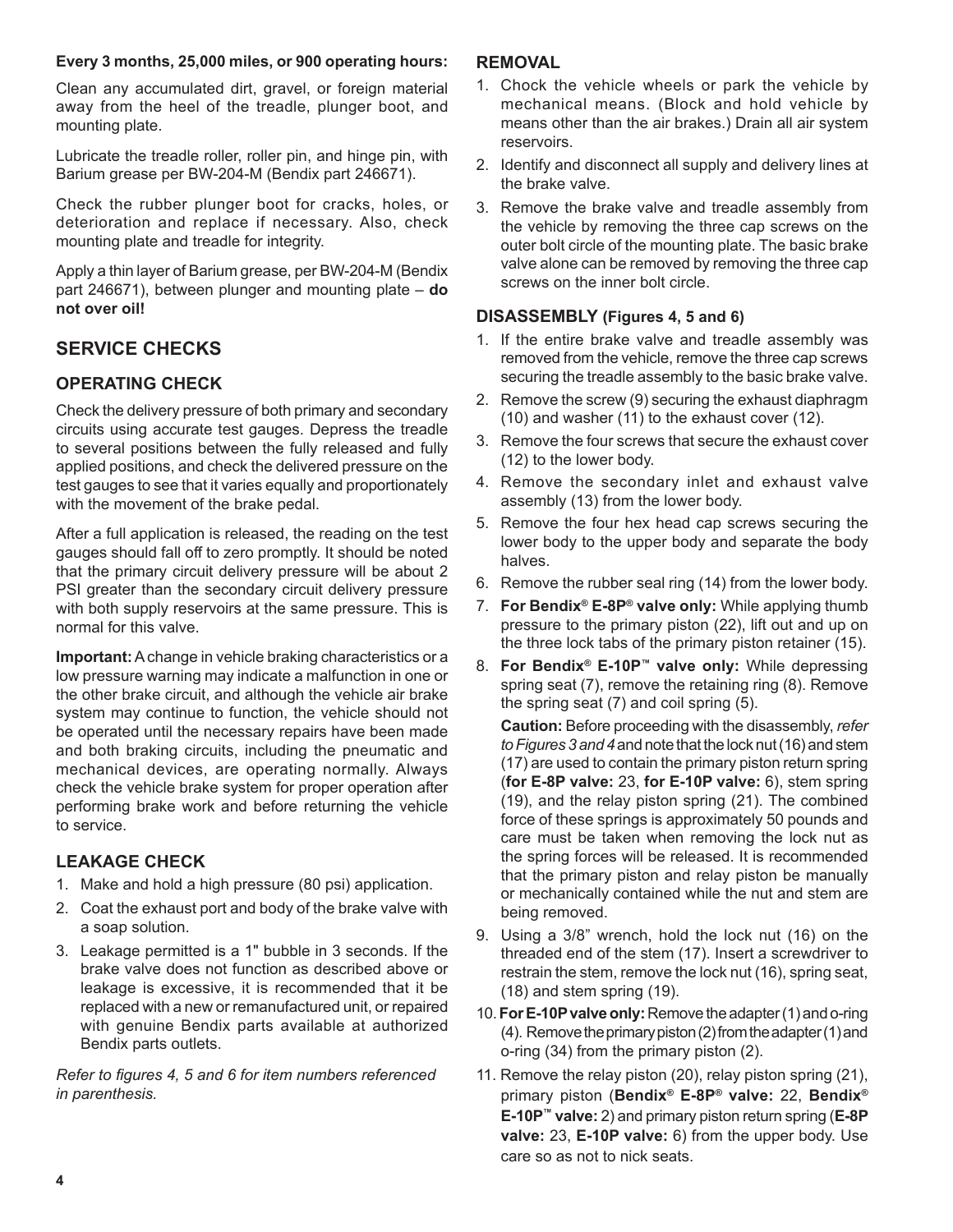**Every 3 months, 25,000 miles, or 900 operating hours:**

Clean any accumulated dirt, gravel, or foreign material away from the heel of the treadle, plunger boot, and mounting plate.

Lubricate the treadle roller, roller pin, and hinge pin, with Barium grease per BW-204-M (Bendix part 246671).

Check the rubber plunger boot for cracks, holes, or deterioration and replace if necessary. Also, check mounting plate and treadle for integrity.

Apply a thin layer of Barium grease, per BW-204-M (Bendix part 246671), between plunger and mounting plate – **do not over oil!**

## SERVICE CHECKS

### OPERATING CHECK

Check the delivery pressure of both primary and secondary circuits using accurate test gauges. Depress the treadle to several positions between the fully released and fully applied positions, and check the delivered pressure on the test gauges to see that it varies equally and proportionately with the movement of the brake pedal.

After a full application is released, the reading on the test gauges should fall off to zero promptly. It should be noted that the primary circuit delivery pressure will be about 2 PSI greater than the secondary circuit delivery pressure with both supply reservoirs at the same pressure. This is normal for this valve.

**Important:** A change in vehicle braking characteristics or a low pressure warning may indicate a malfunction in one or the other brake circuit, and although the vehicle air brake system may continue to function, the vehicle should not be operated until the necessary repairs have been made and both braking circuits, including the pneumatic and mechanical devices, are operating normally. Always check the vehicle brake system for proper operation after performing brake work and before returning the vehicle to service.

### LEAKAGE CHECK

1. Make and hold a high pressure (80 psi) application.
2. Coat the exhaust port and body of the brake valve with a soap solution.
3. Leakage permitted is a 1" bubble in 3 seconds. If the brake valve does not function as described above or leakage is excessive, it is recommended that it be replaced with a new or remanufactured unit, or repaired with genuine Bendix parts available at authorized Bendix parts outlets.

*Refer to figures 4, 5 and 6 for item numbers referenced in parenthesis.*

### REMOVAL

1. Chock the vehicle wheels or park the vehicle by mechanical means. (Block and hold vehicle by means other than the air brakes.) Drain all air system reservoirs.
2. Identify and disconnect all supply and delivery lines at the brake valve.
3. Remove the brake valve and treadle assembly from the vehicle by removing the three cap screws on the outer bolt circle of the mounting plate. The basic brake valve alone can be removed by removing the three cap screws on the inner bolt circle.

### DISASSEMBLY (Figures 4, 5 and 6)

1. If the entire brake valve and treadle assembly was removed from the vehicle, remove the three cap screws securing the treadle assembly to the basic brake valve.
2. Remove the screw (9) securing the exhaust diaphragm (10) and washer (11) to the exhaust cover (12).
3. Remove the four screws that secure the exhaust cover (12) to the lower body.
4. Remove the secondary inlet and exhaust valve assembly (13) from the lower body.
5. Remove the four hex head cap screws securing the lower body to the upper body and separate the body halves.
6. Remove the rubber seal ring (14) from the lower body.
7. **For Bendix® E-8P® valve only:** While applying thumb pressure to the primary piston (22), lift out and up on the three lock tabs of the primary piston retainer (15).
8. **For Bendix® E-10P™ valve only:** While depressing spring seat (7), remove the retaining ring (8). Remove the spring seat (7) and coil spring (5).

   **Caution:** Before proceeding with the disassembly, *refer to Figures 3 and 4* and note that the lock nut (16) and stem (17) are used to contain the primary piston return spring (**for E-8P valve:** 23, **for E-10P valve:** 6), stem spring (19), and the relay piston spring (21). The combined force of these springs is approximately 50 pounds and care must be taken when removing the lock nut as the spring forces will be released. It is recommended that the primary piston and relay piston be manually or mechanically contained while the nut and stem are being removed.
9. Using a 3/8" wrench, hold the lock nut (16) on the threaded end of the stem (17). Insert a screwdriver to restrain the stem, remove the lock nut (16), spring seat, (18) and stem spring (19).
10. **For E-10P valve only:** Remove the adapter (1) and o-ring (4). Remove the primary piston (2) from the adapter (1) and o-ring (34) from the primary piston (2).
11. Remove the relay piston (20), relay piston spring (21), primary piston (**Bendix® E-8P® valve:** 22, **Bendix® E-10P™ valve:** 2) and primary piston return spring (**E-8P valve:** 23, **E-10P valve:** 6) from the upper body. Use care so as not to nick seats.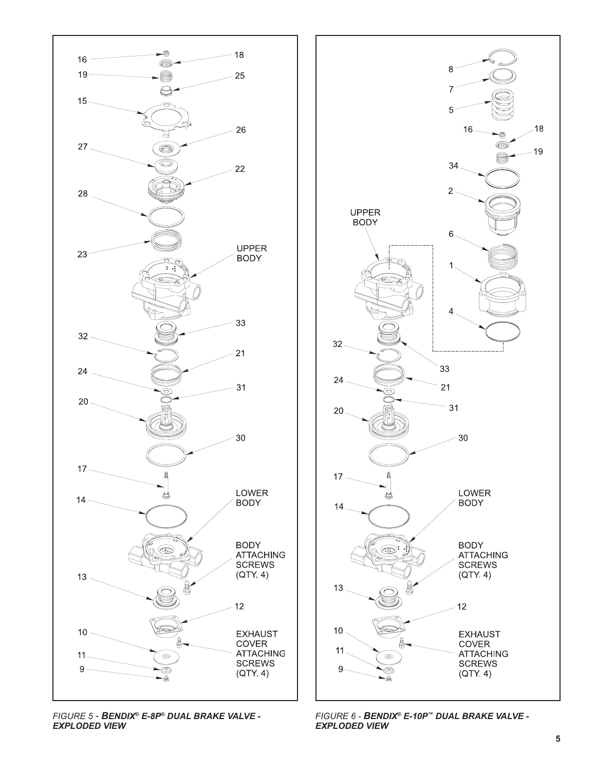16
18
19
25
15
26
27
22
28
23
UPPER BODY
33
32
21
24
31
20
30
17
14
LOWER BODY
BODY ATTACHING SCREWS (QTY. 4)
13
12
10
EXHAUST COVER ATTACHING SCREWS (QTY. 4)
11
9

*FIGURE 5 - **BENDIX® E-8P®** DUAL BRAKE VALVE - EXPLODED VIEW*

8
7
5
16
18
19
34
2
UPPER BODY
6
1
4
32
33
24
21
31
20
30
17
14
LOWER BODY
BODY ATTACHING SCREWS (QTY. 4)
13
12
10
EXHAUST COVER ATTACHING SCREWS (QTY. 4)
11
9

*FIGURE 6 - **BENDIX® E-10P™** DUAL BRAKE VALVE - EXPLODED VIEW*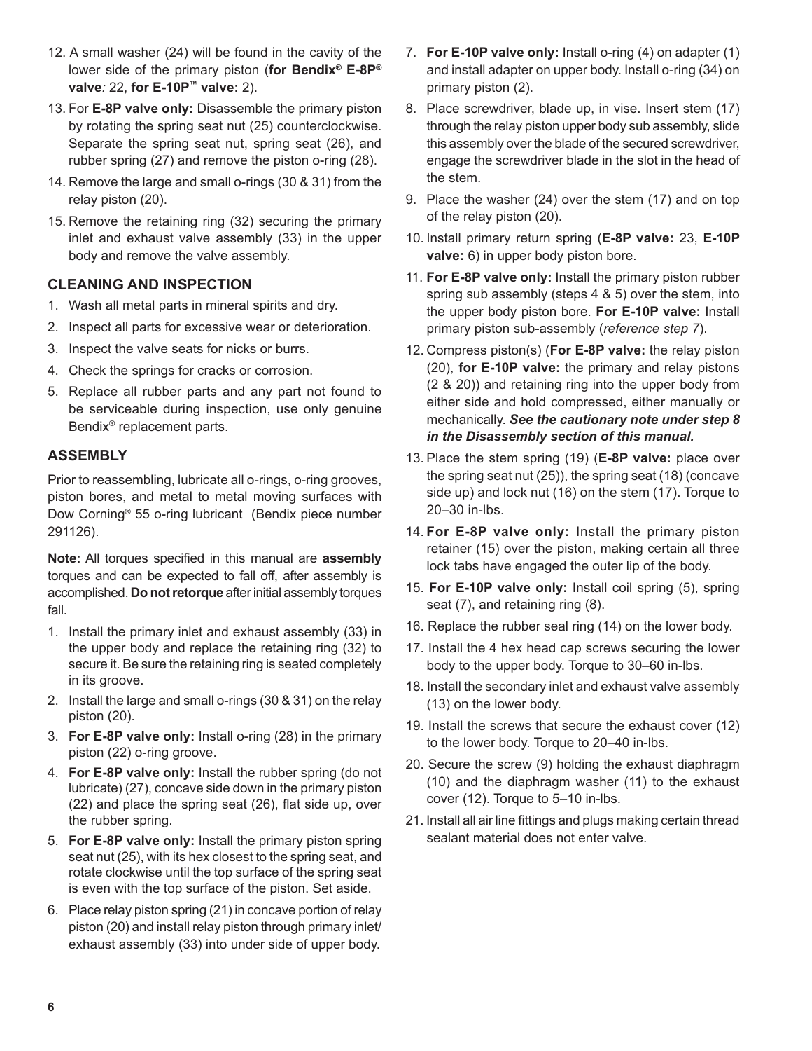12. A small washer (24) will be found in the cavity of the lower side of the primary piston (**for Bendix® E-8P® valve***:* 22, **for E-10P™ valve:** 2).
13. For **E-8P valve only:** Disassemble the primary piston by rotating the spring seat nut (25) counterclockwise. Separate the spring seat nut, spring seat (26), and rubber spring (27) and remove the piston o-ring (28).
14. Remove the large and small o-rings (30 & 31) from the relay piston (20).
15. Remove the retaining ring (32) securing the primary inlet and exhaust valve assembly (33) in the upper body and remove the valve assembly.

## CLEANING AND INSPECTION

1. Wash all metal parts in mineral spirits and dry.
2. Inspect all parts for excessive wear or deterioration.
3. Inspect the valve seats for nicks or burrs.
4. Check the springs for cracks or corrosion.
5. Replace all rubber parts and any part not found to be serviceable during inspection, use only genuine Bendix® replacement parts.

## ASSEMBLY

Prior to reassembling, lubricate all o-rings, o-ring grooves, piston bores, and metal to metal moving surfaces with Dow Corning® 55 o-ring lubricant (Bendix piece number 291126).

**Note:** All torques specified in this manual are **assembly** torques and can be expected to fall off, after assembly is accomplished. **Do not retorque** after initial assembly torques fall.

1. Install the primary inlet and exhaust assembly (33) in the upper body and replace the retaining ring (32) to secure it. Be sure the retaining ring is seated completely in its groove.
2. Install the large and small o-rings (30 & 31) on the relay piston (20).
3. **For E-8P valve only:** Install o-ring (28) in the primary piston (22) o-ring groove.
4. **For E-8P valve only:** Install the rubber spring (do not lubricate) (27), concave side down in the primary piston (22) and place the spring seat (26), flat side up, over the rubber spring.
5. **For E-8P valve only:** Install the primary piston spring seat nut (25), with its hex closest to the spring seat, and rotate clockwise until the top surface of the spring seat is even with the top surface of the piston. Set aside.
6. Place relay piston spring (21) in concave portion of relay piston (20) and install relay piston through primary inlet/exhaust assembly (33) into under side of upper body.
7. **For E-10P valve only:** Install o-ring (4) on adapter (1) and install adapter on upper body. Install o-ring (34) on primary piston (2).
8. Place screwdriver, blade up, in vise. Insert stem (17) through the relay piston upper body sub assembly, slide this assembly over the blade of the secured screwdriver, engage the screwdriver blade in the slot in the head of the stem.
9. Place the washer (24) over the stem (17) and on top of the relay piston (20).
10. Install primary return spring (**E-8P valve:** 23, **E-10P valve:** 6) in upper body piston bore.
11. **For E-8P valve only:** Install the primary piston rubber spring sub assembly (steps 4 & 5) over the stem, into the upper body piston bore. **For E-10P valve:** Install primary piston sub-assembly (*reference step 7*).
12. Compress piston(s) (**For E-8P valve:** the relay piston (20), **for E-10P valve:** the primary and relay pistons (2 & 20)) and retaining ring into the upper body from either side and hold compressed, either manually or mechanically. ***See the cautionary note under step 8 in the Disassembly section of this manual.***
13. Place the stem spring (19) (**E-8P valve:** place over the spring seat nut (25)), the spring seat (18) (concave side up) and lock nut (16) on the stem (17). Torque to 20–30 in-lbs.
14. **For E-8P valve only:** Install the primary piston retainer (15) over the piston, making certain all three lock tabs have engaged the outer lip of the body.
15. **For E-10P valve only:** Install coil spring (5), spring seat (7), and retaining ring (8).
16. Replace the rubber seal ring (14) on the lower body.
17. Install the 4 hex head cap screws securing the lower body to the upper body. Torque to 30–60 in-lbs.
18. Install the secondary inlet and exhaust valve assembly (13) on the lower body.
19. Install the screws that secure the exhaust cover (12) to the lower body. Torque to 20–40 in-lbs.
20. Secure the screw (9) holding the exhaust diaphragm (10) and the diaphragm washer (11) to the exhaust cover (12). Torque to 5–10 in-lbs.
21. Install all air line fittings and plugs making certain thread sealant material does not enter valve.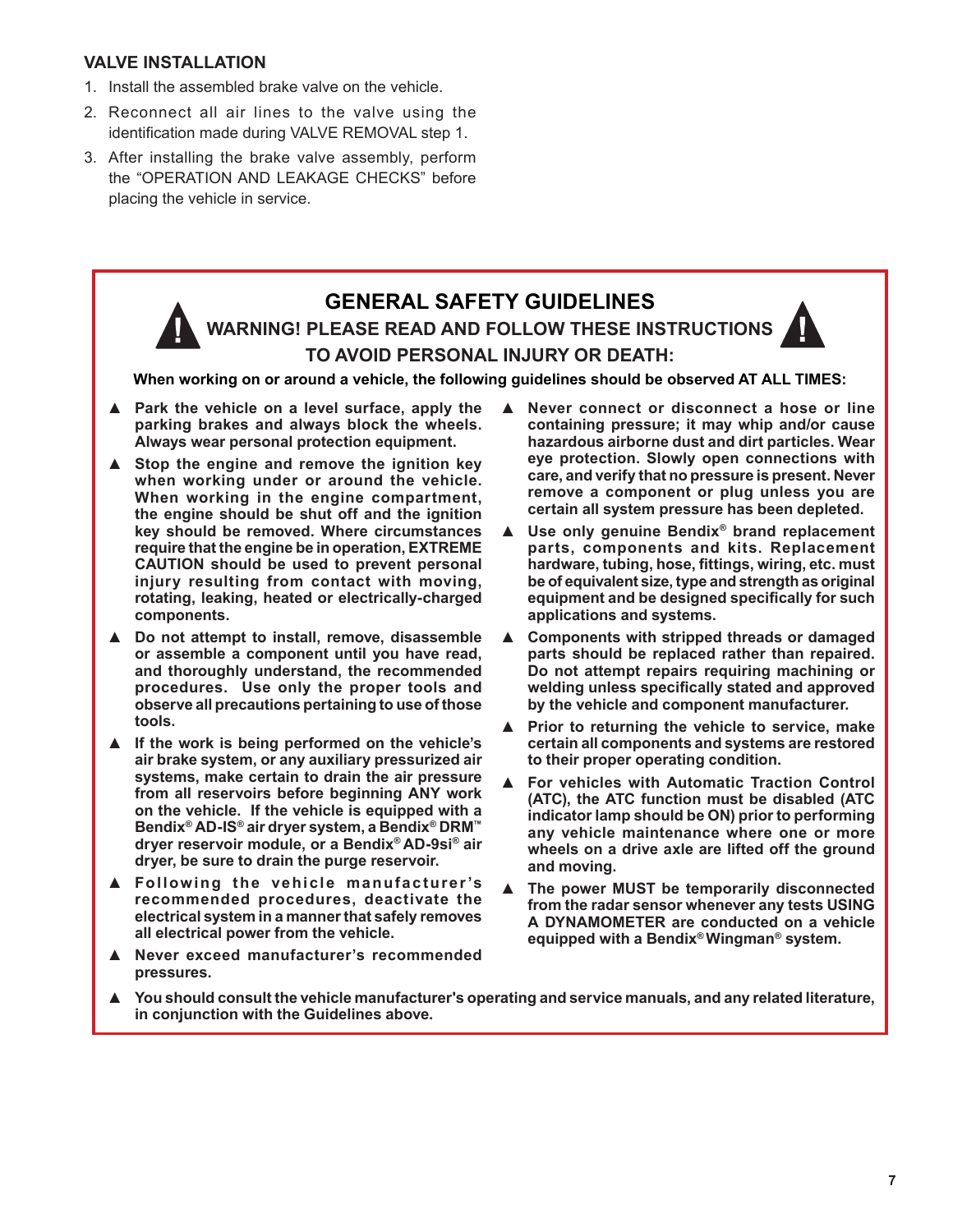### VALVE INSTALLATION

1. Install the assembled brake valve on the vehicle.
2. Reconnect all air lines to the valve using the identification made during VALVE REMOVAL step 1.
3. After installing the brake valve assembly, perform the "OPERATION AND LEAKAGE CHECKS" before placing the vehicle in service.

## GENERAL SAFETY GUIDELINES

### WARNING! PLEASE READ AND FOLLOW THESE INSTRUCTIONS TO AVOID PERSONAL INJURY OR DEATH:

**When working on or around a vehicle, the following guidelines should be observed AT ALL TIMES:**

- ▲ **Park the vehicle on a level surface, apply the parking brakes and always block the wheels. Always wear personal protection equipment.**
- ▲ **Stop the engine and remove the ignition key when working under or around the vehicle. When working in the engine compartment, the engine should be shut off and the ignition key should be removed. Where circumstances require that the engine be in operation, EXTREME CAUTION should be used to prevent personal injury resulting from contact with moving, rotating, leaking, heated or electrically-charged components.**
- ▲ **Do not attempt to install, remove, disassemble or assemble a component until you have read, and thoroughly understand, the recommended procedures. Use only the proper tools and observe all precautions pertaining to use of those tools.**
- ▲ **If the work is being performed on the vehicle's air brake system, or any auxiliary pressurized air systems, make certain to drain the air pressure from all reservoirs before beginning ANY work on the vehicle. If the vehicle is equipped with a Bendix® AD-IS® air dryer system, a Bendix® DRM™ dryer reservoir module, or a Bendix® AD-9si® air dryer, be sure to drain the purge reservoir.**
- ▲ **Following the vehicle manufacturer's recommended procedures, deactivate the electrical system in a manner that safely removes all electrical power from the vehicle.**
- ▲ **Never exceed manufacturer's recommended pressures.**
- ▲ **Never connect or disconnect a hose or line containing pressure; it may whip and/or cause hazardous airborne dust and dirt particles. Wear eye protection. Slowly open connections with care, and verify that no pressure is present. Never remove a component or plug unless you are certain all system pressure has been depleted.**
- ▲ **Use only genuine Bendix® brand replacement parts, components and kits. Replacement hardware, tubing, hose, fittings, wiring, etc. must be of equivalent size, type and strength as original equipment and be designed specifically for such applications and systems.**
- ▲ **Components with stripped threads or damaged parts should be replaced rather than repaired. Do not attempt repairs requiring machining or welding unless specifically stated and approved by the vehicle and component manufacturer.**
- ▲ **Prior to returning the vehicle to service, make certain all components and systems are restored to their proper operating condition.**
- ▲ **For vehicles with Automatic Traction Control (ATC), the ATC function must be disabled (ATC indicator lamp should be ON) prior to performing any vehicle maintenance where one or more wheels on a drive axle are lifted off the ground and moving.**
- ▲ **The power MUST be temporarily disconnected from the radar sensor whenever any tests USING A DYNAMOMETER are conducted on a vehicle equipped with a Bendix® Wingman® system.**
- ▲ **You should consult the vehicle manufacturer's operating and service manuals, and any related literature, in conjunction with the Guidelines above.**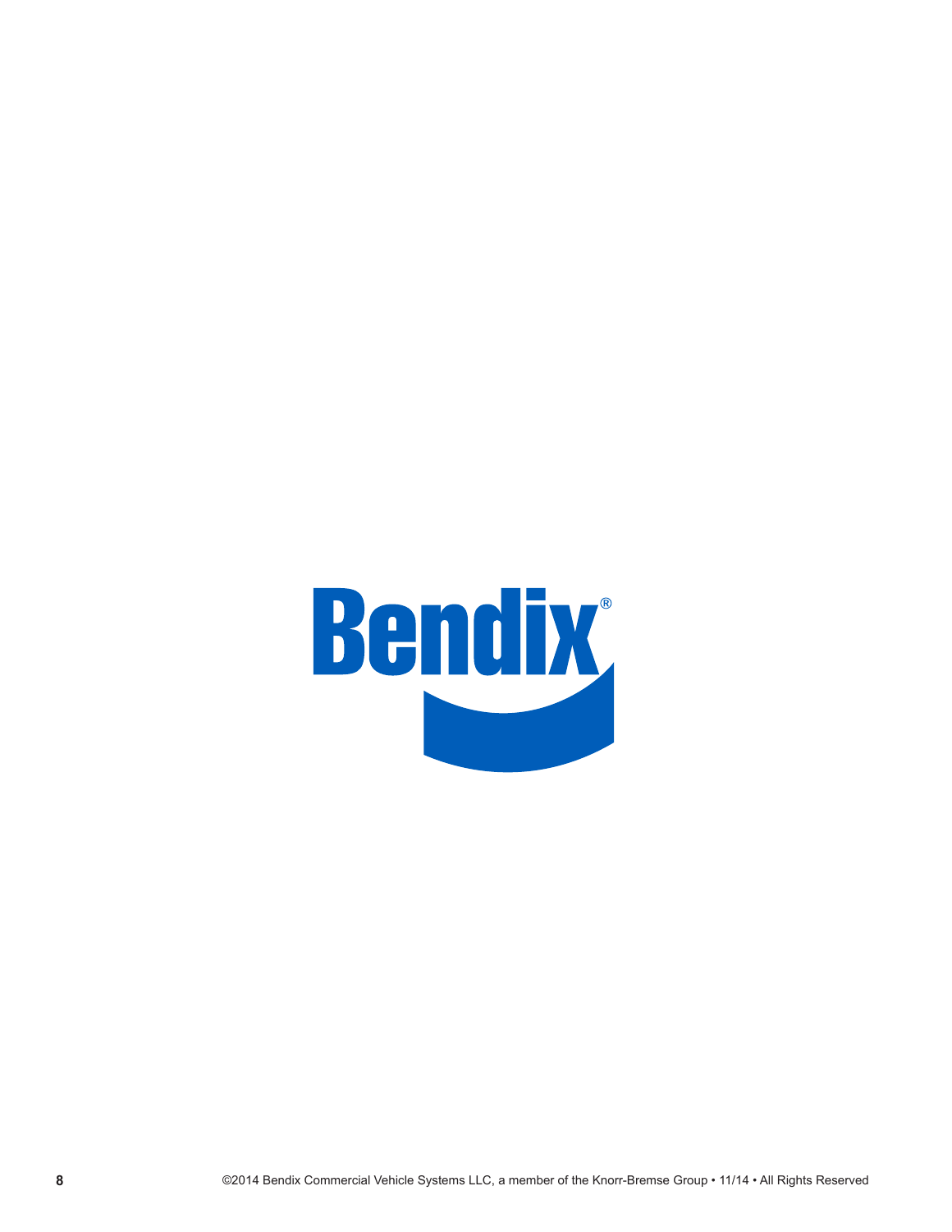Bendix®

©2014 Bendix Commercial Vehicle Systems LLC, a member of the Knorr-Bremse Group • 11/14 • All Rights Reserved